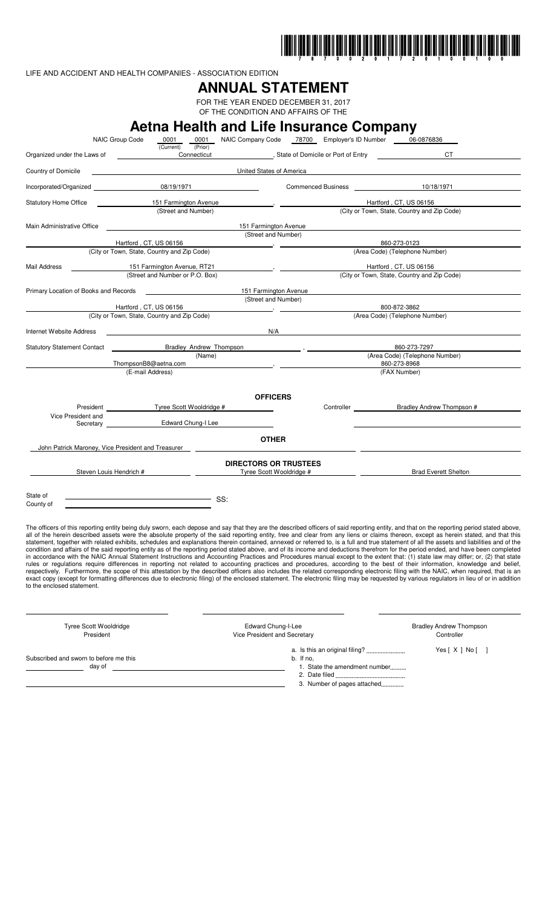LIFE AND ACCIDENT AND HEALTH COMPANIES - ASSOCIATION EDITION

# ANNUAL STATEMENT

FOR THE YEAR ENDED DECEMBER 31, 2017
OF THE CONDITION AND AFFAIRS OF THE

# Aetna Health and Life Insurance Company

NAIC Group Code 0001 (Current) 0001 (Prior) NAIC Company Code 78700 Employer's ID Number 06-0876836

Organized under the Laws of Connecticut, State of Domicile or Port of Entry CT

Country of Domicile United States of America

Incorporated/Organized 08/19/1971 Commenced Business 10/18/1971

Statutory Home Office 151 Farmington Avenue (Street and Number), Hartford , CT, US 06156 (City or Town, State, Country and Zip Code)

Main Administrative Office 151 Farmington Avenue (Street and Number)
Hartford , CT, US 06156 (City or Town, State, Country and Zip Code), 860-273-0123 (Area Code) (Telephone Number)

Mail Address 151 Farmington Avenue, RT21 (Street and Number or P.O. Box), Hartford , CT, US 06156 (City or Town, State, Country and Zip Code)

Primary Location of Books and Records 151 Farmington Avenue (Street and Number)
Hartford , CT, US 06156 (City or Town, State, Country and Zip Code), 800-872-3862 (Area Code) (Telephone Number)

Internet Website Address N/A

Statutory Statement Contact Bradley Andrew Thompson (Name), 860-273-7297 (Area Code) (Telephone Number)
ThompsonB8@aetna.com (E-mail Address), 860-273-8968 (FAX Number)

## OFFICERS

| | | | |
|---|---|---|---|
| President | Tyree Scott Wooldridge # | Controller | Bradley Andrew Thompson # |
| Vice President and Secretary | Edward Chung-I Lee | | |

## OTHER

John Patrick Maroney, Vice President and Treasurer

## DIRECTORS OR TRUSTEES

| | | |
|---|---|---|
| Steven Louis Hendrich # | Tyree Scott Wooldridge # | Brad Everett Shelton |

State of
County of
SS:

The officers of this reporting entity being duly sworn, each depose and say that they are the described officers of said reporting entity, and that on the reporting period stated above, all of the herein described assets were the absolute property of the said reporting entity, free and clear from any liens or claims thereon, except as herein stated, and that this statement, together with related exhibits, schedules and explanations therein contained, annexed or referred to, is a full and true statement of all the assets and liabilities and of the condition and affairs of the said reporting entity as of the reporting period stated above, and of its income and deductions therefrom for the period ended, and have been completed in accordance with the NAIC Annual Statement Instructions and Accounting Practices and Procedures manual except to the extent that: (1) state law may differ; or, (2) that state rules or regulations require differences in reporting not related to accounting practices and procedures, according to the best of their information, knowledge and belief, respectively. Furthermore, the scope of this attestation by the described officers also includes the related corresponding electronic filing with the NAIC, when required, that is an exact copy (except for formatting differences due to electronic filing) of the enclosed statement. The electronic filing may be requested by various regulators in lieu of or in addition to the enclosed statement.

| | | |
|---|---|---|
| Tyree Scott Wooldridge<br>President | Edward Chung-I-Lee<br>Vice President and Secretary | Bradley Andrew Thompson<br>Controller |

Subscribed and sworn to before me this
_____ day of _____

a. Is this an original filing? Yes [ X ] No [ ]
b. If no,
1. State the amendment number
2. Date filed
3. Number of pages attached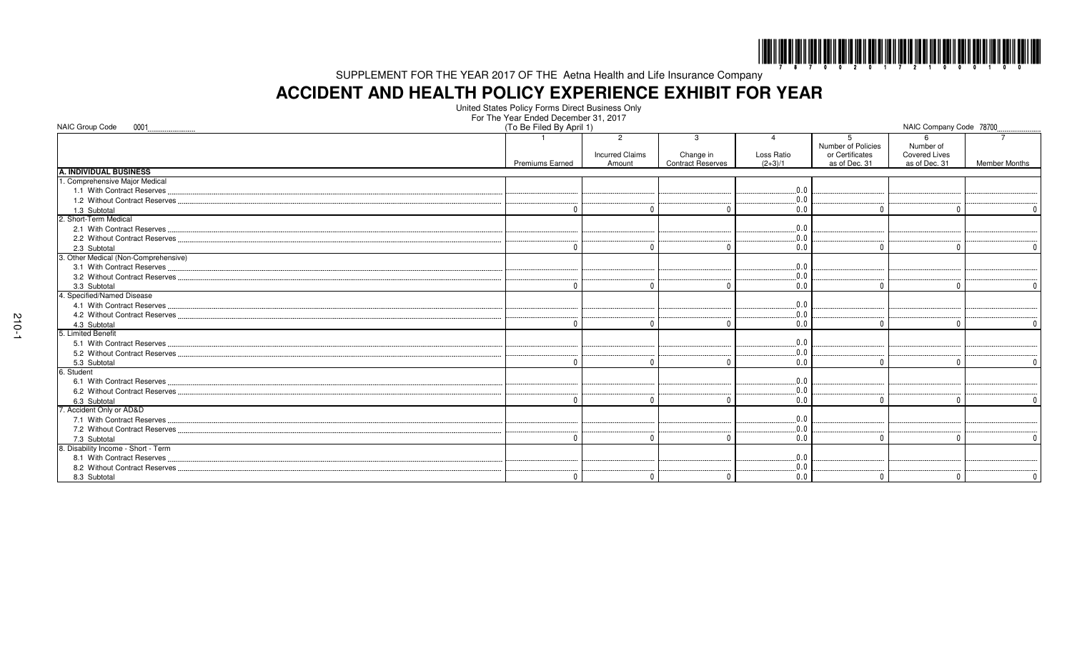SUPPLEMENT FOR THE YEAR 2017 OF THE Aetna Health and Life Insurance Company

# ACCIDENT AND HEALTH POLICY EXPERIENCE EXHIBIT FOR YEAR

United States Policy Forms Direct Business Only
For The Year Ended December 31, 2017
(To Be Filed By April 1)

NAIC Group Code 0001 NAIC Company Code 78700

| | 1<br>Premiums Earned | 2<br>Incurred Claims Amount | 3<br>Change in Contract Reserves | 4<br>Loss Ratio (2+3)/1 | 5<br>Number of Policies or Certificates as of Dec. 31 | 6<br>Number of Covered Lives as of Dec. 31 | 7<br>Member Months |
|---|---|---|---|---|---|---|---|
| **A. INDIVIDUAL BUSINESS** | | | | | | | |
| 1. Comprehensive Major Medical | | | | | | | |
| 1.1 With Contract Reserves | | | | 0.0 | | | |
| 1.2 Without Contract Reserves | | | | 0.0 | | | |
| 1.3 Subtotal | 0 | 0 | 0 | 0.0 | 0 | 0 | 0 |
| 2. Short-Term Medical | | | | | | | |
| 2.1 With Contract Reserves | | | | 0.0 | | | |
| 2.2 Without Contract Reserves | | | | 0.0 | | | |
| 2.3 Subtotal | 0 | 0 | 0 | 0.0 | 0 | 0 | 0 |
| 3. Other Medical (Non-Comprehensive) | | | | | | | |
| 3.1 With Contract Reserves | | | | 0.0 | | | |
| 3.2 Without Contract Reserves | | | | 0.0 | | | |
| 3.3 Subtotal | 0 | 0 | 0 | 0.0 | 0 | 0 | 0 |
| 4. Specified/Named Disease | | | | | | | |
| 4.1 With Contract Reserves | | | | 0.0 | | | |
| 4.2 Without Contract Reserves | | | | 0.0 | | | |
| 4.3 Subtotal | 0 | 0 | 0 | 0.0 | 0 | 0 | 0 |
| 5. Limited Benefit | | | | | | | |
| 5.1 With Contract Reserves | | | | 0.0 | | | |
| 5.2 Without Contract Reserves | | | | 0.0 | | | |
| 5.3 Subtotal | 0 | 0 | 0 | 0.0 | 0 | 0 | 0 |
| 6. Student | | | | | | | |
| 6.1 With Contract Reserves | | | | 0.0 | | | |
| 6.2 Without Contract Reserves | | | | 0.0 | | | |
| 6.3 Subtotal | 0 | 0 | 0 | 0.0 | 0 | 0 | 0 |
| 7. Accident Only or AD&D | | | | | | | |
| 7.1 With Contract Reserves | | | | 0.0 | | | |
| 7.2 Without Contract Reserves | | | | 0.0 | | | |
| 7.3 Subtotal | 0 | 0 | 0 | 0.0 | 0 | 0 | 0 |
| 8. Disability Income - Short - Term | | | | | | | |
| 8.1 With Contract Reserves | | | | 0.0 | | | |
| 8.2 Without Contract Reserves | | | | 0.0 | | | |
| 8.3 Subtotal | 0 | 0 | 0 | 0.0 | 0 | 0 | 0 |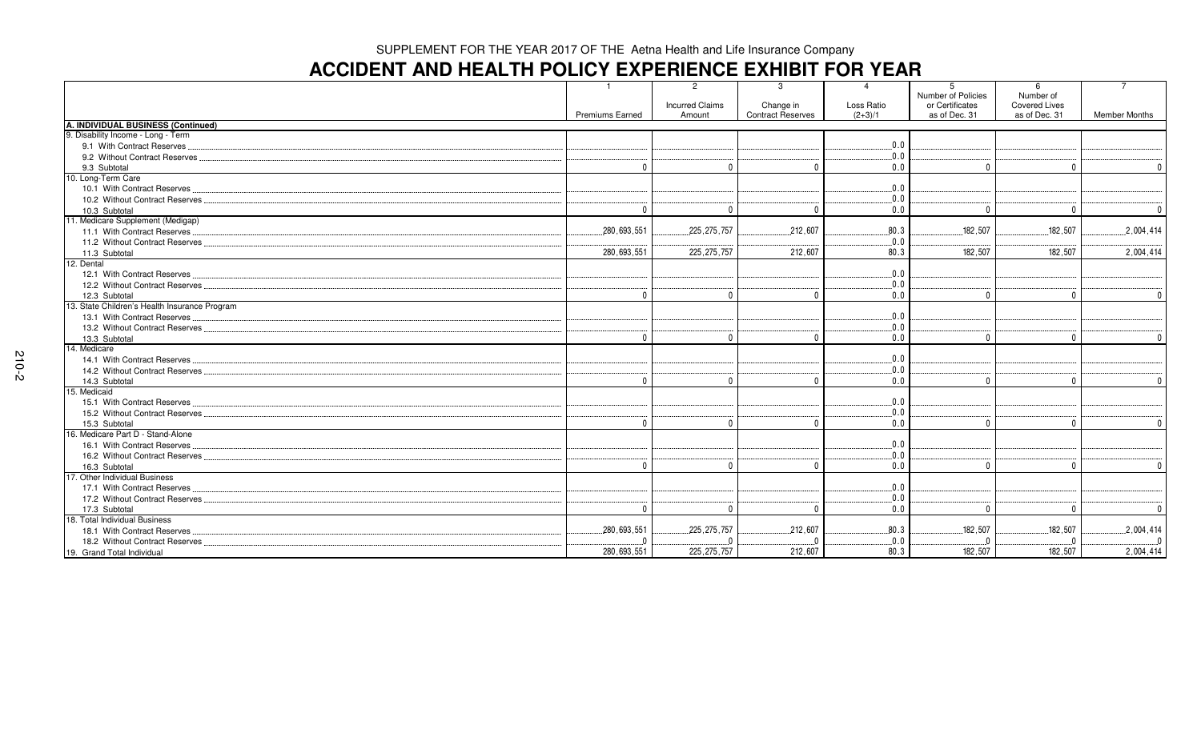SUPPLEMENT FOR THE YEAR 2017 OF THE Aetna Health and Life Insurance Company

# ACCIDENT AND HEALTH POLICY EXPERIENCE EXHIBIT FOR YEAR

| | 1 | 2 | 3 | 4 | 5 | 6 | 7 |
|---|---|---|---|---|---|---|---|
| | Premiums Earned | Incurred Claims Amount | Change in Contract Reserves | Loss Ratio (2+3)/1 | Number of Policies or Certificates as of Dec. 31 | Number of Covered Lives as of Dec. 31 | Member Months |
| **A. INDIVIDUAL BUSINESS (Continued)** | | | | | | | |
| 9. Disability Income - Long - Term | | | | | | | |
| 9.1 With Contract Reserves | | | | 0.0 | | | |
| 9.2 Without Contract Reserves | | | | 0.0 | | | |
| 9.3 Subtotal | 0 | 0 | 0 | 0.0 | 0 | 0 | 0 |
| 10. Long-Term Care | | | | | | | |
| 10.1 With Contract Reserves | | | | 0.0 | | | |
| 10.2 Without Contract Reserves | | | | 0.0 | | | |
| 10.3 Subtotal | 0 | 0 | 0 | 0.0 | 0 | 0 | 0 |
| 11. Medicare Supplement (Medigap) | | | | | | | |
| 11.1 With Contract Reserves | 280,693,551 | 225,275,757 | 212,607 | 80.3 | 182,507 | 182,507 | 2,004,414 |
| 11.2 Without Contract Reserves | | | | 0.0 | | | |
| 11.3 Subtotal | 280,693,551 | 225,275,757 | 212,607 | 80.3 | 182,507 | 182,507 | 2,004,414 |
| 12. Dental | | | | | | | |
| 12.1 With Contract Reserves | | | | 0.0 | | | |
| 12.2 Without Contract Reserves | | | | 0.0 | | | |
| 12.3 Subtotal | 0 | 0 | 0 | 0.0 | 0 | 0 | 0 |
| 13. State Children's Health Insurance Program | | | | | | | |
| 13.1 With Contract Reserves | | | | 0.0 | | | |
| 13.2 Without Contract Reserves | | | | 0.0 | | | |
| 13.3 Subtotal | 0 | 0 | 0 | 0.0 | 0 | 0 | 0 |
| 14. Medicare | | | | | | | |
| 14.1 With Contract Reserves | | | | 0.0 | | | |
| 14.2 Without Contract Reserves | | | | 0.0 | | | |
| 14.3 Subtotal | 0 | 0 | 0 | 0.0 | 0 | 0 | 0 |
| 15. Medicaid | | | | | | | |
| 15.1 With Contract Reserves | | | | 0.0 | | | |
| 15.2 Without Contract Reserves | | | | 0.0 | | | |
| 15.3 Subtotal | 0 | 0 | 0 | 0.0 | 0 | 0 | 0 |
| 16. Medicare Part D - Stand-Alone | | | | | | | |
| 16.1 With Contract Reserves | | | | 0.0 | | | |
| 16.2 Without Contract Reserves | | | | 0.0 | | | |
| 16.3 Subtotal | 0 | 0 | 0 | 0.0 | 0 | 0 | 0 |
| 17. Other Individual Business | | | | | | | |
| 17.1 With Contract Reserves | | | | 0.0 | | | |
| 17.2 Without Contract Reserves | | | | 0.0 | | | |
| 17.3 Subtotal | 0 | 0 | 0 | 0.0 | 0 | 0 | 0 |
| 18. Total Individual Business | | | | | | | |
| 18.1 With Contract Reserves | 280,693,551 | 225,275,757 | 212,607 | 80.3 | 182,507 | 182,507 | 2,004,414 |
| 18.2 Without Contract Reserves | 0 | 0 | 0 | 0.0 | 0 | 0 | 0 |
| 19. Grand Total Individual | 280,693,551 | 225,275,757 | 212,607 | 80.3 | 182,507 | 182,507 | 2,004,414 |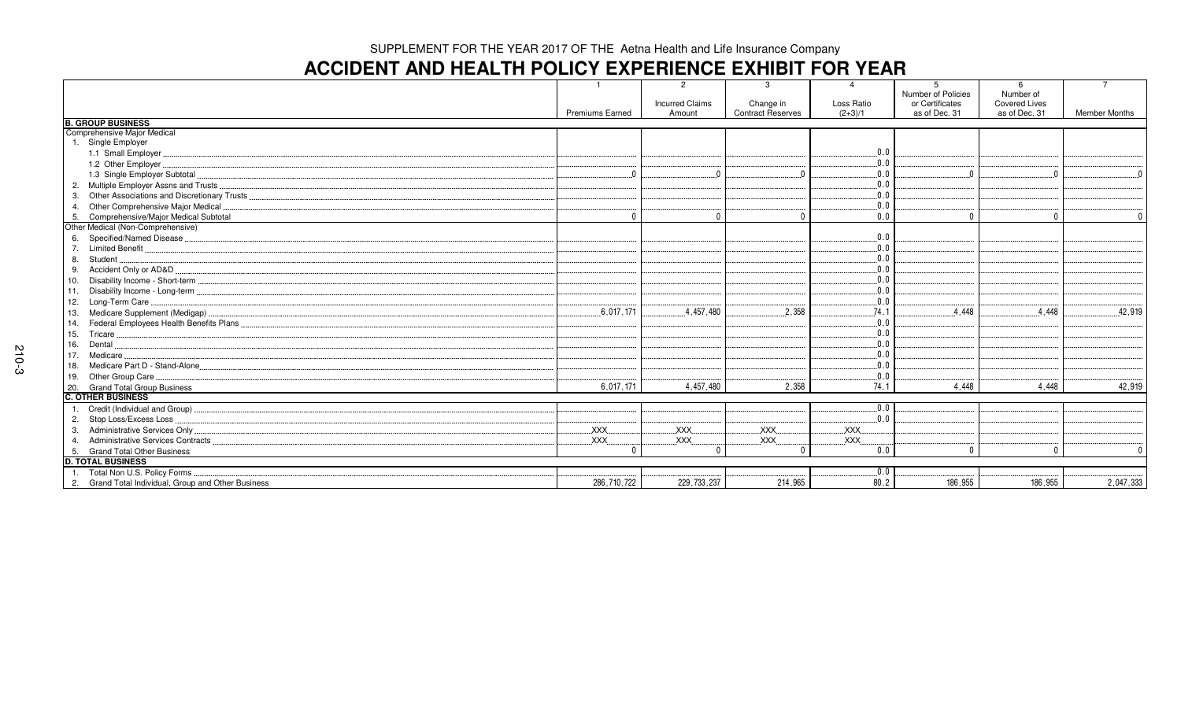SUPPLEMENT FOR THE YEAR 2017 OF THE Aetna Health and Life Insurance Company

# ACCIDENT AND HEALTH POLICY EXPERIENCE EXHIBIT FOR YEAR

| | 1<br>Premiums Earned | 2<br>Incurred Claims Amount | 3<br>Change in Contract Reserves | 4<br>Loss Ratio (2+3)/1 | 5<br>Number of Policies or Certificates as of Dec. 31 | 6<br>Number of Covered Lives as of Dec. 31 | 7<br>Member Months |
|---|---|---|---|---|---|---|---|
| **B. GROUP BUSINESS** | | | | | | | |
| Comprehensive Major Medical | | | | | | | |
| 1. Single Employer | | | | | | | |
| 1.1 Small Employer | | | | 0.0 | | | |
| 1.2 Other Employer | | | | 0.0 | | | |
| 1.3 Single Employer Subtotal | 0 | 0 | 0 | 0.0 | 0 | 0 | 0 |
| 2. Multiple Employer Assns and Trusts | | | | 0.0 | | | |
| 3. Other Associations and Discretionary Trusts | | | | 0.0 | | | |
| 4. Other Comprehensive Major Medical | | | | 0.0 | | | |
| 5. Comprehensive/Major Medical Subtotal | 0 | 0 | 0 | 0.0 | 0 | 0 | 0 |
| Other Medical (Non-Comprehensive) | | | | | | | |
| 6. Specified/Named Disease | | | | 0.0 | | | |
| 7. Limited Benefit | | | | 0.0 | | | |
| 8. Student | | | | 0.0 | | | |
| 9. Accident Only or AD&D | | | | 0.0 | | | |
| 10. Disability Income - Short-term | | | | 0.0 | | | |
| 11. Disability Income - Long-term | | | | 0.0 | | | |
| 12. Long-Term Care | | | | 0.0 | | | |
| 13. Medicare Supplement (Medigap) | 6,017,171 | 4,457,480 | 2,358 | 74.1 | 4,448 | 4,448 | 42,919 |
| 14. Federal Employees Health Benefits Plans | | | | 0.0 | | | |
| 15. Tricare | | | | 0.0 | | | |
| 16. Dental | | | | 0.0 | | | |
| 17. Medicare | | | | 0.0 | | | |
| 18. Medicare Part D - Stand-Alone | | | | 0.0 | | | |
| 19. Other Group Care | | | | 0.0 | | | |
| 20. Grand Total Group Business | 6,017,171 | 4,457,480 | 2,358 | 74.1 | 4,448 | 4,448 | 42,919 |
| **C. OTHER BUSINESS** | | | | | | | |
| 1. Credit (Individual and Group) | | | | 0.0 | | | |
| 2. Stop Loss/Excess Loss | | | | 0.0 | | | |
| 3. Administrative Services Only | XXX | XXX | XXX | XXX | | | |
| 4. Administrative Services Contracts | XXX | XXX | XXX | XXX | | | |
| 5. Grand Total Other Business | 0 | 0 | 0 | 0.0 | 0 | 0 | 0 |
| **D. TOTAL BUSINESS** | | | | | | | |
| 1. Total Non U.S. Policy Forms | | | | 0.0 | | | |
| 2. Grand Total Individual, Group and Other Business | 286,710,722 | 229,733,237 | 214,965 | 80.2 | 186,955 | 186,955 | 2,047,333 |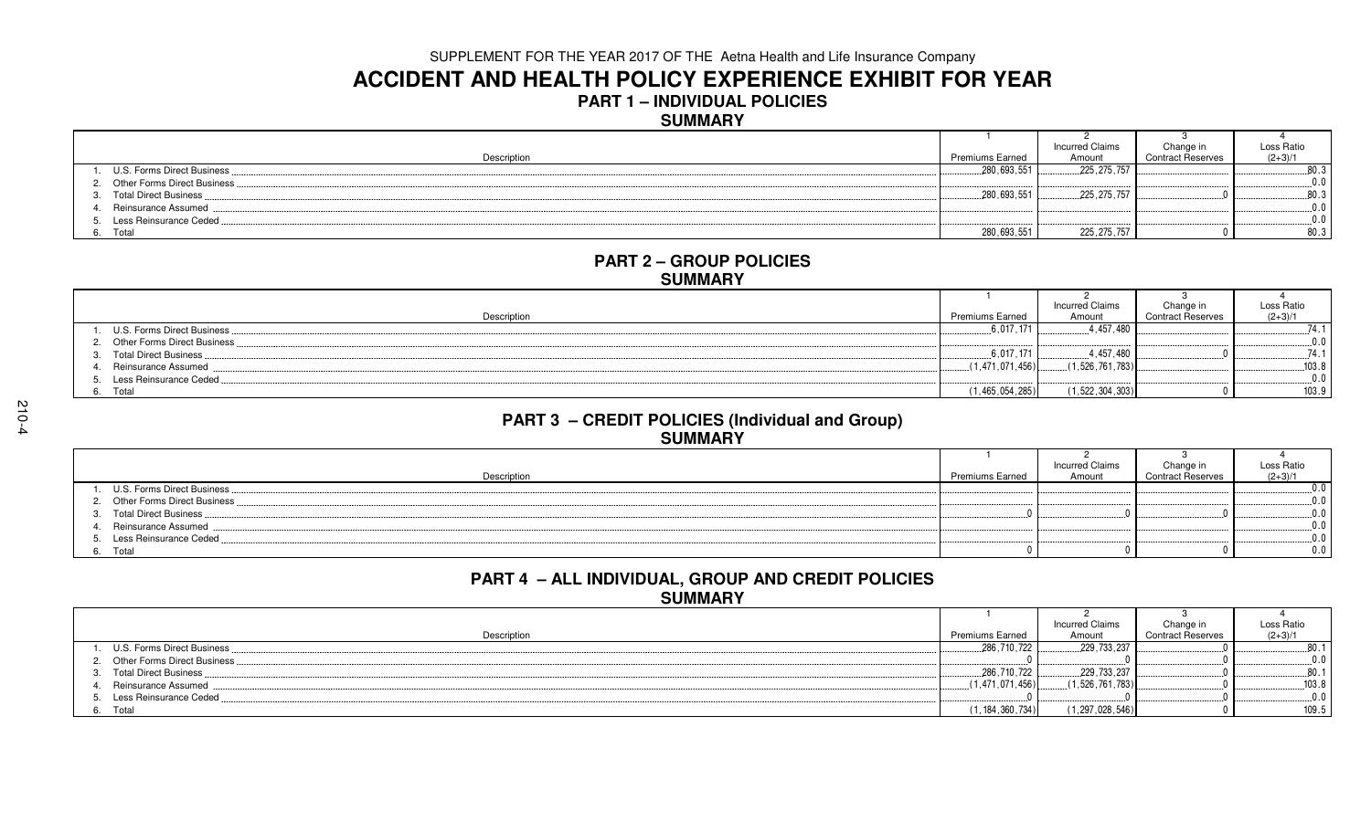SUPPLEMENT FOR THE YEAR 2017 OF THE Aetna Health and Life Insurance Company

# ACCIDENT AND HEALTH POLICY EXPERIENCE EXHIBIT FOR YEAR

## PART 1 – INDIVIDUAL POLICIES

### SUMMARY

| Description | 1<br>Premiums Earned | 2<br>Incurred Claims Amount | 3<br>Change in Contract Reserves | 4<br>Loss Ratio (2+3)/1 |
|---|---|---|---|---|
| 1. U.S. Forms Direct Business | 280,693,551 | 225,275,757 | | 80.3 |
| 2. Other Forms Direct Business | | | | 0.0 |
| 3. Total Direct Business | 280,693,551 | 225,275,757 | 0 | 80.3 |
| 4. Reinsurance Assumed | | | | 0.0 |
| 5. Less Reinsurance Ceded | | | | 0.0 |
| 6. Total | 280,693,551 | 225,275,757 | 0 | 80.3 |

## PART 2 – GROUP POLICIES

### SUMMARY

| Description | 1<br>Premiums Earned | 2<br>Incurred Claims Amount | 3<br>Change in Contract Reserves | 4<br>Loss Ratio (2+3)/1 |
|---|---|---|---|---|
| 1. U.S. Forms Direct Business | 6,017,171 | 4,457,480 | | 74.1 |
| 2. Other Forms Direct Business | | | | 0.0 |
| 3. Total Direct Business | 6,017,171 | 4,457,480 | 0 | 74.1 |
| 4. Reinsurance Assumed | (1,471,071,456) | (1,526,761,783) | | 103.8 |
| 5. Less Reinsurance Ceded | | | | 0.0 |
| 6. Total | (1,465,054,285) | (1,522,304,303) | 0 | 103.9 |

## PART 3 – CREDIT POLICIES (Individual and Group)

### SUMMARY

| Description | 1<br>Premiums Earned | 2<br>Incurred Claims Amount | 3<br>Change in Contract Reserves | 4<br>Loss Ratio (2+3)/1 |
|---|---|---|---|---|
| 1. U.S. Forms Direct Business | | | | 0.0 |
| 2. Other Forms Direct Business | | | | 0.0 |
| 3. Total Direct Business | 0 | 0 | 0 | 0.0 |
| 4. Reinsurance Assumed | | | | 0.0 |
| 5. Less Reinsurance Ceded | | | | 0.0 |
| 6. Total | 0 | 0 | 0 | 0.0 |

## PART 4 – ALL INDIVIDUAL, GROUP AND CREDIT POLICIES

### SUMMARY

| Description | 1<br>Premiums Earned | 2<br>Incurred Claims Amount | 3<br>Change in Contract Reserves | 4<br>Loss Ratio (2+3)/1 |
|---|---|---|---|---|
| 1. U.S. Forms Direct Business | 286,710,722 | 229,733,237 | 0 | 80.1 |
| 2. Other Forms Direct Business | 0 | 0 | 0 | 0.0 |
| 3. Total Direct Business | 286,710,722 | 229,733,237 | 0 | 80.1 |
| 4. Reinsurance Assumed | (1,471,071,456) | (1,526,761,783) | 0 | 103.8 |
| 5. Less Reinsurance Ceded | 0 | 0 | 0 | 0.0 |
| 6. Total | (1,184,360,734) | (1,297,028,546) | 0 | 109.5 |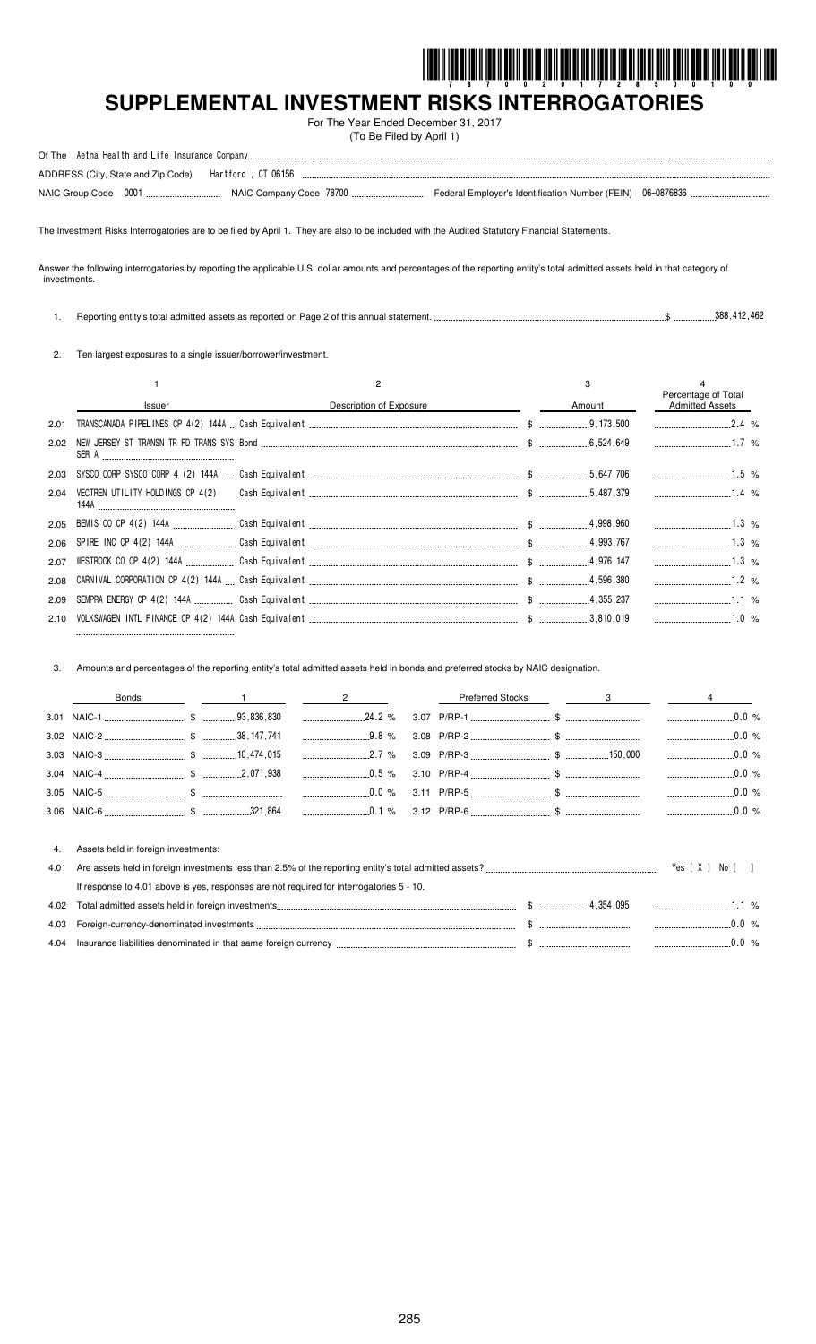# SUPPLEMENTAL INVESTMENT RISKS INTERROGATORIES

For The Year Ended December 31, 2017
(To Be Filed by April 1)

Of The Aetna Health and Life Insurance Company

ADDRESS (City, State and Zip Code) Hartford , CT 06156

NAIC Group Code 0001 NAIC Company Code 78700 Federal Employer's Identification Number (FEIN) 06-0876836

The Investment Risks Interrogatories are to be filed by April 1. They are also to be included with the Audited Statutory Financial Statements.

Answer the following interrogatories by reporting the applicable U.S. dollar amounts and percentages of the reporting entity's total admitted assets held in that category of investments.

1. Reporting entity's total admitted assets as reported on Page 2 of this annual statement. $ 388,412,462

2. Ten largest exposures to a single issuer/borrower/investment.

| | 1<br>Issuer | 2<br>Description of Exposure | 3<br>Amount | 4<br>Percentage of Total Admitted Assets |
|---|---|---|---|---|
| 2.01 | TRANSCANADA PIPELINES CP 4(2) 144A | Cash Equivalent | $ 9,173,500 | 2.4 % |
| 2.02 | NEW JERSEY ST TRANSN TR FD TRANS SYS SER A | Bond | $ 6,524,649 | 1.7 % |
| 2.03 | SYSCO CORP SYSCO CORP 4 (2) 144A | Cash Equivalent | $ 5,647,706 | 1.5 % |
| 2.04 | VECTREN UTILITY HOLDINGS CP 4(2) 144A | Cash Equivalent | $ 5,487,379 | 1.4 % |
| 2.05 | BEMIS CO CP 4(2) 144A | Cash Equivalent | $ 4,998,960 | 1.3 % |
| 2.06 | SPIRE INC CP 4(2) 144A | Cash Equivalent | $ 4,993,767 | 1.3 % |
| 2.07 | WESTROCK CO CP 4(2) 144A | Cash Equivalent | $ 4,976,147 | 1.3 % |
| 2.08 | CARNIVAL CORPORATION CP 4(2) 144A | Cash Equivalent | $ 4,596,380 | 1.2 % |
| 2.09 | SEMPRA ENERGY CP 4(2) 144A | Cash Equivalent | $ 4,355,237 | 1.1 % |
| 2.10 | VOLKSWAGEN INTL FINANCE CP 4(2) 144A | Cash Equivalent | $ 3,810,019 | 1.0 % |

3. Amounts and percentages of the reporting entity's total admitted assets held in bonds and preferred stocks by NAIC designation.

| Bonds | 1 | 2 | Preferred Stocks | 3 | 4 |
|---|---|---|---|---|---|
| 3.01 NAIC-1 | $ 93,836,830 | 24.2 % | 3.07 P/RP-1 | $ | 0.0 % |
| 3.02 NAIC-2 | $ 38,147,741 | 9.8 % | 3.08 P/RP-2 | $ | 0.0 % |
| 3.03 NAIC-3 | $ 10,474,015 | 2.7 % | 3.09 P/RP-3 | $ 150,000 | 0.0 % |
| 3.04 NAIC-4 | $ 2,071,938 | 0.5 % | 3.10 P/RP-4 | $ | 0.0 % |
| 3.05 NAIC-5 | $ | 0.0 % | 3.11 P/RP-5 | $ | 0.0 % |
| 3.06 NAIC-6 | $ 321,864 | 0.1 % | 3.12 P/RP-6 | $ | 0.0 % |

4. Assets held in foreign investments:

4.01 Are assets held in foreign investments less than 2.5% of the reporting entity's total admitted assets? Yes [ X ] No [ ]

If response to 4.01 above is yes, responses are not required for interrogatories 5 - 10.

| | | | |
|---|---|---|---|
| 4.02 | Total admitted assets held in foreign investments | $ 4,354,095 | 1.1 % |
| 4.03 | Foreign-currency-denominated investments | $ | 0.0 % |
| 4.04 | Insurance liabilities denominated in that same foreign currency | $ | 0.0 % |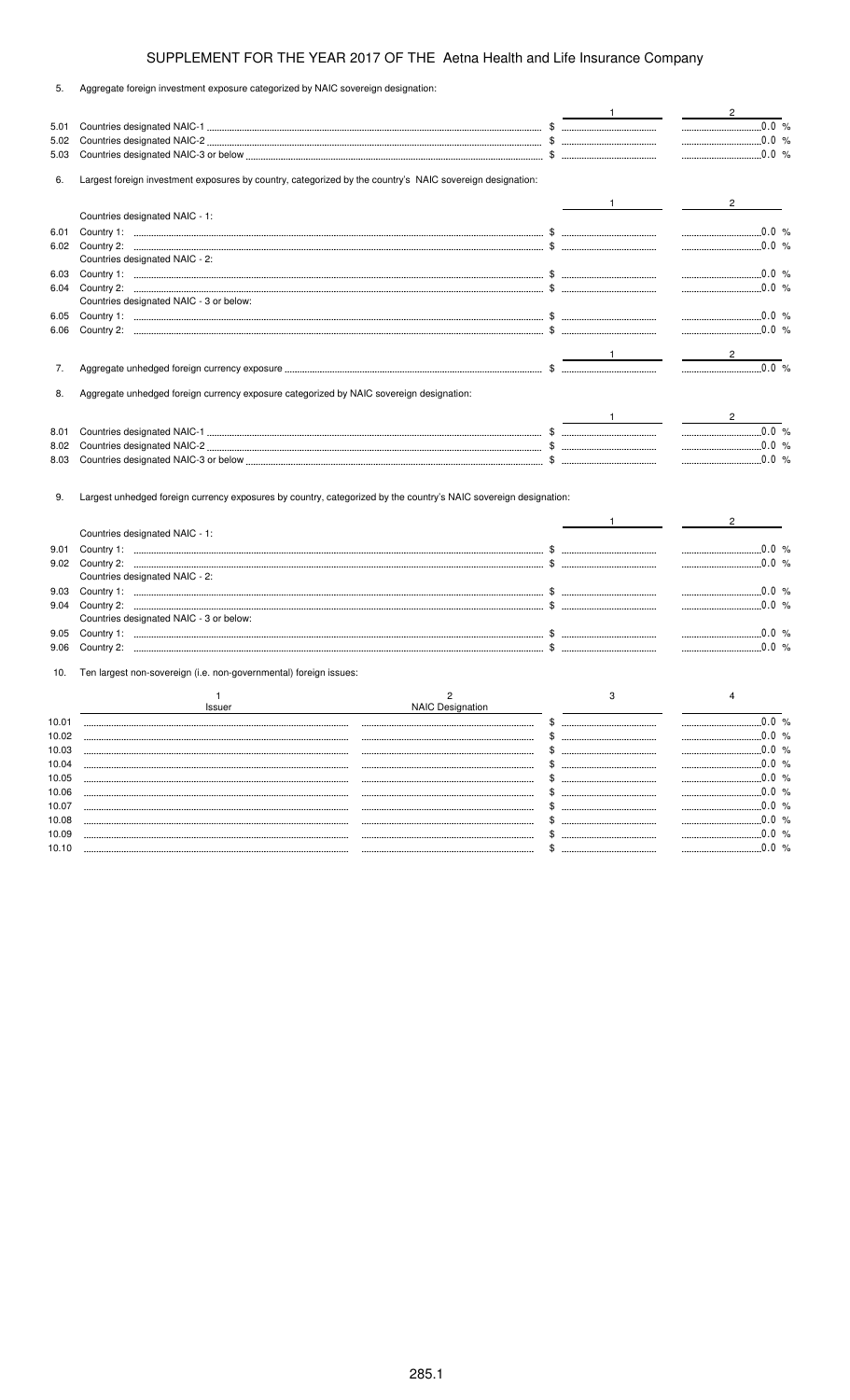SUPPLEMENT FOR THE YEAR 2017 OF THE Aetna Health and Life Insurance Company

5. Aggregate foreign investment exposure categorized by NAIC sovereign designation:

| | | 1 | 2 |
|---|---|---|---|
| 5.01 | Countries designated NAIC-1 | $ | 0.0 % |
| 5.02 | Countries designated NAIC-2 | $ | 0.0 % |
| 5.03 | Countries designated NAIC-3 or below | $ | 0.0 % |

6. Largest foreign investment exposures by country, categorized by the country's NAIC sovereign designation:

| | | 1 | 2 |
|---|---|---|---|
| | Countries designated NAIC - 1: | | |
| 6.01 | Country 1: | $ | 0.0 % |
| 6.02 | Country 2: | $ | 0.0 % |
| | Countries designated NAIC - 2: | | |
| 6.03 | Country 1: | $ | 0.0 % |
| 6.04 | Country 2: | $ | 0.0 % |
| | Countries designated NAIC - 3 or below: | | |
| 6.05 | Country 1: | $ | 0.0 % |
| 6.06 | Country 2: | $ | 0.0 % |

| | | 1 | 2 |
|---|---|---|---|
| 7. | Aggregate unhedged foreign currency exposure | $ | 0.0 % |

8. Aggregate unhedged foreign currency exposure categorized by NAIC sovereign designation:

| | | 1 | 2 |
|---|---|---|---|
| 8.01 | Countries designated NAIC-1 | $ | 0.0 % |
| 8.02 | Countries designated NAIC-2 | $ | 0.0 % |
| 8.03 | Countries designated NAIC-3 or below | $ | 0.0 % |

9. Largest unhedged foreign currency exposures by country, categorized by the country's NAIC sovereign designation:

| | | 1 | 2 |
|---|---|---|---|
| | Countries designated NAIC - 1: | | |
| 9.01 | Country 1: | $ | 0.0 % |
| 9.02 | Country 2: | $ | 0.0 % |
| | Countries designated NAIC - 2: | | |
| 9.03 | Country 1: | $ | 0.0 % |
| 9.04 | Country 2: | $ | 0.0 % |
| | Countries designated NAIC - 3 or below: | | |
| 9.05 | Country 1: | $ | 0.0 % |
| 9.06 | Country 2: | $ | 0.0 % |

10. Ten largest non-sovereign (i.e. non-governmental) foreign issues:

| | 1<br>Issuer | 2<br>NAIC Designation | 3 | 4 |
|---|---|---|---|---|
| 10.01 | | | $ | 0.0 % |
| 10.02 | | | $ | 0.0 % |
| 10.03 | | | $ | 0.0 % |
| 10.04 | | | $ | 0.0 % |
| 10.05 | | | $ | 0.0 % |
| 10.06 | | | $ | 0.0 % |
| 10.07 | | | $ | 0.0 % |
| 10.08 | | | $ | 0.0 % |
| 10.09 | | | $ | 0.0 % |
| 10.10 | | | $ | 0.0 % |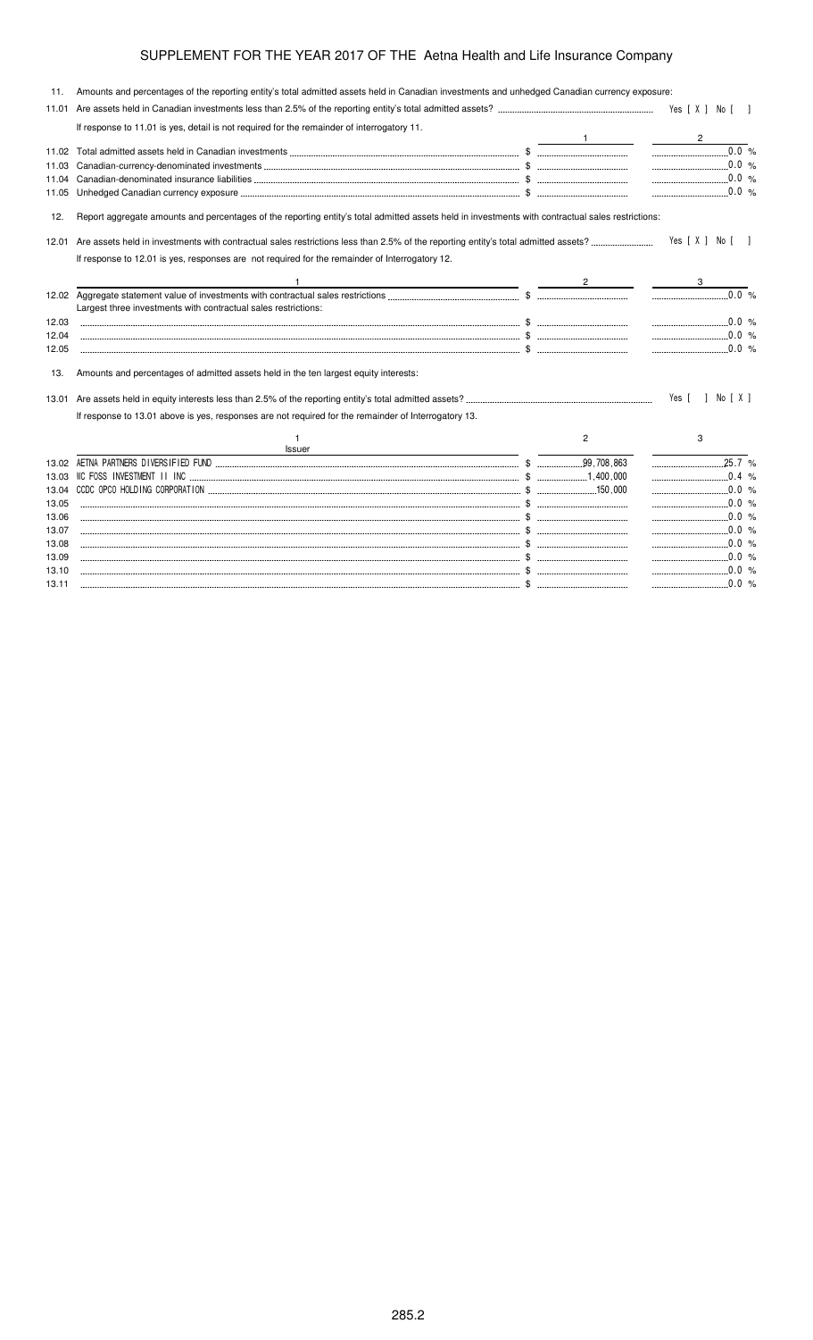# SUPPLEMENT FOR THE YEAR 2017 OF THE Aetna Health and Life Insurance Company

11. Amounts and percentages of the reporting entity's total admitted assets held in Canadian investments and unhedged Canadian currency exposure:

11.01 Are assets held in Canadian investments less than 2.5% of the reporting entity's total admitted assets? Yes [ X ] No [ ]

If response to 11.01 is yes, detail is not required for the remainder of interrogatory 11.

| | | 1 | 2 |
|---|---|---|---|
| 11.02 | Total admitted assets held in Canadian investments | $ | 0.0 % |
| 11.03 | Canadian-currency-denominated investments | $ | 0.0 % |
| 11.04 | Canadian-denominated insurance liabilities | $ | 0.0 % |
| 11.05 | Unhedged Canadian currency exposure | $ | 0.0 % |

12. Report aggregate amounts and percentages of the reporting entity's total admitted assets held in investments with contractual sales restrictions:

12.01 Are assets held in investments with contractual sales restrictions less than 2.5% of the reporting entity's total admitted assets? Yes [ X ] No [ ]

If response to 12.01 is yes, responses are not required for the remainder of Interrogatory 12.

| | 1 | 2 | 3 |
|---|---|---|---|
| 12.02 | Aggregate statement value of investments with contractual sales restrictions | $ | 0.0 % |
| | Largest three investments with contractual sales restrictions: | | |
| 12.03 | | $ | 0.0 % |
| 12.04 | | $ | 0.0 % |
| 12.05 | | $ | 0.0 % |

13. Amounts and percentages of admitted assets held in the ten largest equity interests:

13.01 Are assets held in equity interests less than 2.5% of the reporting entity's total admitted assets? Yes [ ] No [ X ]

If response to 13.01 above is yes, responses are not required for the remainder of Interrogatory 13.

| | 1<br>Issuer | 2 | 3 |
|---|---|---|---|
| 13.02 | AETNA PARTNERS DIVERSIFIED FUND | $ 99,708,863 | 25.7 % |
| 13.03 | WC FOSS INVESTMENT II INC | $ 1,400,000 | 0.4 % |
| 13.04 | CCDC OPCO HOLDING CORPORATION | $ 150,000 | 0.0 % |
| 13.05 | | $ | 0.0 % |
| 13.06 | | $ | 0.0 % |
| 13.07 | | $ | 0.0 % |
| 13.08 | | $ | 0.0 % |
| 13.09 | | $ | 0.0 % |
| 13.10 | | $ | 0.0 % |
| 13.11 | | $ | 0.0 % |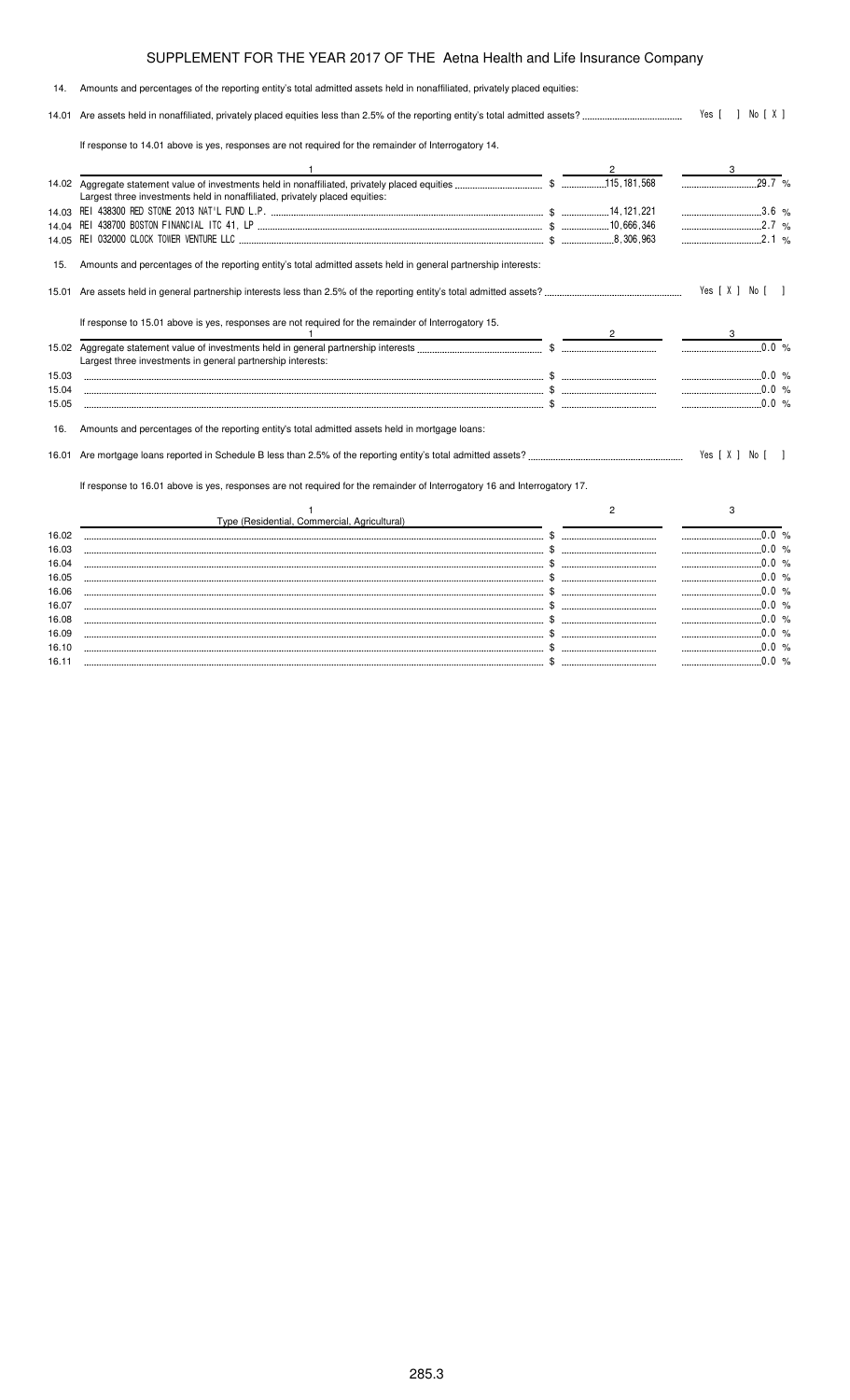# SUPPLEMENT FOR THE YEAR 2017 OF THE Aetna Health and Life Insurance Company

14. Amounts and percentages of the reporting entity's total admitted assets held in nonaffiliated, privately placed equities:

14.01 Are assets held in nonaffiliated, privately placed equities less than 2.5% of the reporting entity's total admitted assets? Yes [ ] No [ X ]

If response to 14.01 above is yes, responses are not required for the remainder of Interrogatory 14.

| | 1 | 2 | 3 |
|---|---|---|---|
| 14.02 | Aggregate statement value of investments held in nonaffiliated, privately placed equities | $ 115,181,568 | 29.7 % |
| | Largest three investments held in nonaffiliated, privately placed equities: | | |
| 14.03 | REI 438300 RED STONE 2013 NAT'L FUND L.P. | $ 14,121,221 | 3.6 % |
| 14.04 | REI 438700 BOSTON FINANCIAL ITC 41, LP | $ 10,666,346 | 2.7 % |
| 14.05 | REI 032000 CLOCK TOWER VENTURE LLC | $ 8,306,963 | 2.1 % |

15. Amounts and percentages of the reporting entity's total admitted assets held in general partnership interests:

15.01 Are assets held in general partnership interests less than 2.5% of the reporting entity's total admitted assets? Yes [ X ] No [ ]

If response to 15.01 above is yes, responses are not required for the remainder of Interrogatory 15.

| | 1 | 2 | 3 |
|---|---|---|---|
| 15.02 | Aggregate statement value of investments held in general partnership interests | $ | 0.0 % |
| | Largest three investments in general partnership interests: | | |
| 15.03 | | $ | 0.0 % |
| 15.04 | | $ | 0.0 % |
| 15.05 | | $ | 0.0 % |

16. Amounts and percentages of the reporting entity's total admitted assets held in mortgage loans:

16.01 Are mortgage loans reported in Schedule B less than 2.5% of the reporting entity's total admitted assets? Yes [ X ] No [ ]

If response to 16.01 above is yes, responses are not required for the remainder of Interrogatory 16 and Interrogatory 17.

| | 1<br>Type (Residential, Commercial, Agricultural) | 2 | 3 |
|---|---|---|---|
| 16.02 | | $ | 0.0 % |
| 16.03 | | $ | 0.0 % |
| 16.04 | | $ | 0.0 % |
| 16.05 | | $ | 0.0 % |
| 16.06 | | $ | 0.0 % |
| 16.07 | | $ | 0.0 % |
| 16.08 | | $ | 0.0 % |
| 16.09 | | $ | 0.0 % |
| 16.10 | | $ | 0.0 % |
| 16.11 | | $ | 0.0 % |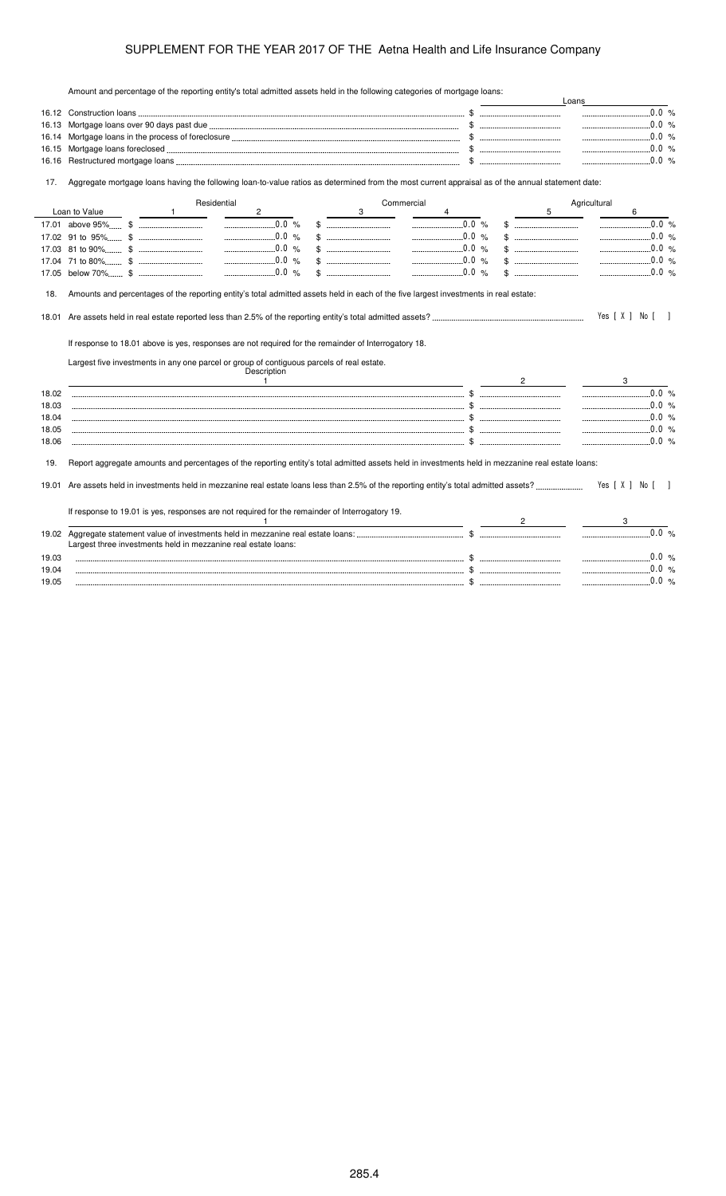Amount and percentage of the reporting entity's total admitted assets held in the following categories of mortgage loans:

| | | Loans | |
|---|---|---|---|
| 16.12 | Construction loans | $ | 0.0 % |
| 16.13 | Mortgage loans over 90 days past due | $ | 0.0 % |
| 16.14 | Mortgage loans in the process of foreclosure | $ | 0.0 % |
| 16.15 | Mortgage loans foreclosed | $ | 0.0 % |
| 16.16 | Restructured mortgage loans | $ | 0.0 % |

17. Aggregate mortgage loans having the following loan-to-value ratios as determined from the most current appraisal as of the annual statement date:

| Loan to Value | Residential | | Commercial | | Agricultural | |
|---|---|---|---|---|---|---|
| | 1 | 2 | 3 | 4 | 5 | 6 |
| 17.01 above 95% | $ | 0.0 % | $ | 0.0 % | $ | 0.0 % |
| 17.02 91 to 95% | $ | 0.0 % | $ | 0.0 % | $ | 0.0 % |
| 17.03 81 to 90% | $ | 0.0 % | $ | 0.0 % | $ | 0.0 % |
| 17.04 71 to 80% | $ | 0.0 % | $ | 0.0 % | $ | 0.0 % |
| 17.05 below 70% | $ | 0.0 % | $ | 0.0 % | $ | 0.0 % |

18. Amounts and percentages of the reporting entity's total admitted assets held in each of the five largest investments in real estate:

18.01 Are assets held in real estate reported less than 2.5% of the reporting entity's total admitted assets? Yes [ X ] No [ ]

If response to 18.01 above is yes, responses are not required for the remainder of Interrogatory 18.

Largest five investments in any one parcel or group of contiguous parcels of real estate.

| | Description 1 | 2 | 3 |
|---|---|---|---|
| 18.02 | | $ | 0.0 % |
| 18.03 | | $ | 0.0 % |
| 18.04 | | $ | 0.0 % |
| 18.05 | | $ | 0.0 % |
| 18.06 | | $ | 0.0 % |

19. Report aggregate amounts and percentages of the reporting entity's total admitted assets held in investments held in mezzanine real estate loans:

19.01 Are assets held in investments held in mezzanine real estate loans less than 2.5% of the reporting entity's total admitted assets? Yes [ X ] No [ ]

If response to 19.01 is yes, responses are not required for the remainder of Interrogatory 19.

| | 1 | 2 | 3 |
|---|---|---|---|
| 19.02 | Aggregate statement value of investments held in mezzanine real estate loans: | $ | 0.0 % |
| | Largest three investments held in mezzanine real estate loans: | | |
| 19.03 | | $ | 0.0 % |
| 19.04 | | $ | 0.0 % |
| 19.05 | | $ | 0.0 % |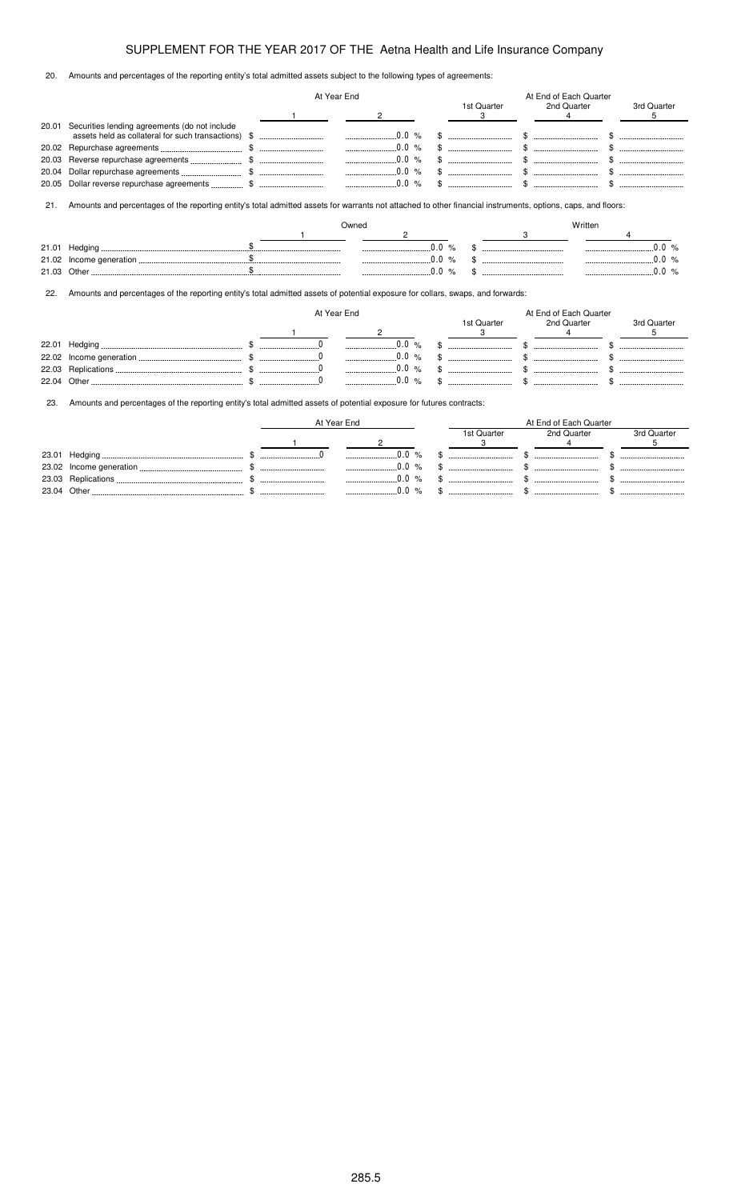# SUPPLEMENT FOR THE YEAR 2017 OF THE Aetna Health and Life Insurance Company

20. Amounts and percentages of the reporting entity's total admitted assets subject to the following types of agreements:

| | At Year End | | At End of Each Quarter | | |
|---|---|---|---|---|---|
| | | | 1st Quarter | 2nd Quarter | 3rd Quarter |
| | 1 | 2 | 3 | 4 | 5 |
| 20.01 Securities lending agreements (do not include assets held as collateral for such transactions) | $ | 0.0 % | $ | $ | $ |
| 20.02 Repurchase agreements | $ | 0.0 % | $ | $ | $ |
| 20.03 Reverse repurchase agreements | $ | 0.0 % | $ | $ | $ |
| 20.04 Dollar repurchase agreements | $ | 0.0 % | $ | $ | $ |
| 20.05 Dollar reverse repurchase agreements | $ | 0.0 % | $ | $ | $ |

21. Amounts and percentages of the reporting entity's total admitted assets for warrants not attached to other financial instruments, options, caps, and floors:

| | Owned | | Written | |
|---|---|---|---|---|
| | 1 | 2 | 3 | 4 |
| 21.01 Hedging | $ | 0.0 % | $ | 0.0 % |
| 21.02 Income generation | $ | 0.0 % | $ | 0.0 % |
| 21.03 Other | $ | 0.0 % | $ | 0.0 % |

22. Amounts and percentages of the reporting entity's total admitted assets of potential exposure for collars, swaps, and forwards:

| | At Year End | | At End of Each Quarter | | |
|---|---|---|---|---|---|
| | | | 1st Quarter | 2nd Quarter | 3rd Quarter |
| | 1 | 2 | 3 | 4 | 5 |
| 22.01 Hedging | $ 0 | 0.0 % | $ | $ | $ |
| 22.02 Income generation | $ 0 | 0.0 % | $ | $ | $ |
| 22.03 Replications | $ 0 | 0.0 % | $ | $ | $ |
| 22.04 Other | $ 0 | 0.0 % | $ | $ | $ |

23. Amounts and percentages of the reporting entity's total admitted assets of potential exposure for futures contracts:

| | At Year End | | At End of Each Quarter | | |
|---|---|---|---|---|---|
| | | | 1st Quarter | 2nd Quarter | 3rd Quarter |
| | 1 | 2 | 3 | 4 | 5 |
| 23.01 Hedging | $ 0 | 0.0 % | $ | $ | $ |
| 23.02 Income generation | $ | 0.0 % | $ | $ | $ |
| 23.03 Replications | $ | 0.0 % | $ | $ | $ |
| 23.04 Other | $ | 0.0 % | $ | $ | $ |